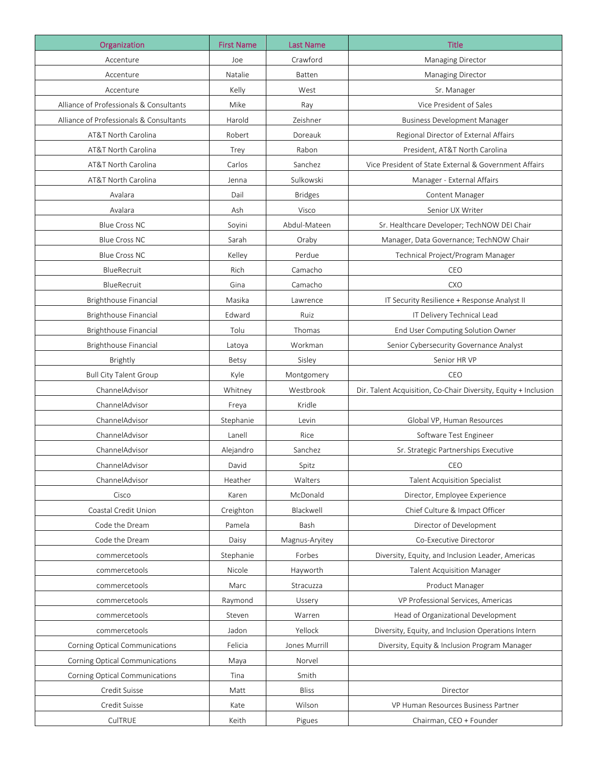| Organization | First Name | Last Name | Title |
|---|---|---|---|
| Accenture | Joe | Crawford | Managing Director |
| Accenture | Natalie | Batten | Managing Director |
| Accenture | Kelly | West | Sr. Manager |
| Alliance of Professionals & Consultants | Mike | Ray | Vice President of Sales |
| Alliance of Professionals & Consultants | Harold | Zeishner | Business Development Manager |
| AT&T North Carolina | Robert | Doreauk | Regional Director of External Affairs |
| AT&T North Carolina | Trey | Rabon | President, AT&T North Carolina |
| AT&T North Carolina | Carlos | Sanchez | Vice President of State External & Government Affairs |
| AT&T North Carolina | Jenna | Sulkowski | Manager - External Affairs |
| Avalara | Dail | Bridges | Content Manager |
| Avalara | Ash | Visco | Senior UX Writer |
| Blue Cross NC | Soyini | Abdul-Mateen | Sr. Healthcare Developer; TechNOW DEI Chair |
| Blue Cross NC | Sarah | Oraby | Manager, Data Governance; TechNOW Chair |
| Blue Cross NC | Kelley | Perdue | Technical Project/Program Manager |
| BlueRecruit | Rich | Camacho | CEO |
| BlueRecruit | Gina | Camacho | CXO |
| Brighthouse Financial | Masika | Lawrence | IT Security Resilience + Response Analyst II |
| Brighthouse Financial | Edward | Ruiz | IT Delivery Technical Lead |
| Brighthouse Financial | Tolu | Thomas | End User Computing Solution Owner |
| Brighthouse Financial | Latoya | Workman | Senior Cybersecurity Governance Analyst |
| Brightly | Betsy | Sisley | Senior HR VP |
| Bull City Talent Group | Kyle | Montgomery | CEO |
| ChannelAdvisor | Whitney | Westbrook | Dir. Talent Acquisition, Co-Chair Diversity, Equity + Inclusion |
| ChannelAdvisor | Freya | Kridle | |
| ChannelAdvisor | Stephanie | Levin | Global VP, Human Resources |
| ChannelAdvisor | Lanell | Rice | Software Test Engineer |
| ChannelAdvisor | Alejandro | Sanchez | Sr. Strategic Partnerships Executive |
| ChannelAdvisor | David | Spitz | CEO |
| ChannelAdvisor | Heather | Walters | Talent Acquisition Specialist |
| Cisco | Karen | McDonald | Director, Employee Experience |
| Coastal Credit Union | Creighton | Blackwell | Chief Culture & Impact Officer |
| Code the Dream | Pamela | Bash | Director of Development |
| Code the Dream | Daisy | Magnus-Aryitey | Co-Executive Directoror |
| commercetools | Stephanie | Forbes | Diversity, Equity, and Inclusion Leader, Americas |
| commercetools | Nicole | Hayworth | Talent Acquisition Manager |
| commercetools | Marc | Stracuzza | Product Manager |
| commercetools | Raymond | Ussery | VP Professional Services, Americas |
| commercetools | Steven | Warren | Head of Organizational Development |
| commercetools | Jadon | Yellock | Diversity, Equity, and Inclusion Operations Intern |
| Corning Optical Communications | Felicia | Jones Murrill | Diversity, Equity & Inclusion Program Manager |
| Corning Optical Communications | Maya | Norvel | |
| Corning Optical Communications | Tina | Smith | |
| Credit Suisse | Matt | Bliss | Director |
| Credit Suisse | Kate | Wilson | VP Human Resources Business Partner |
| CulTRUE | Keith | Pigues | Chairman, CEO + Founder |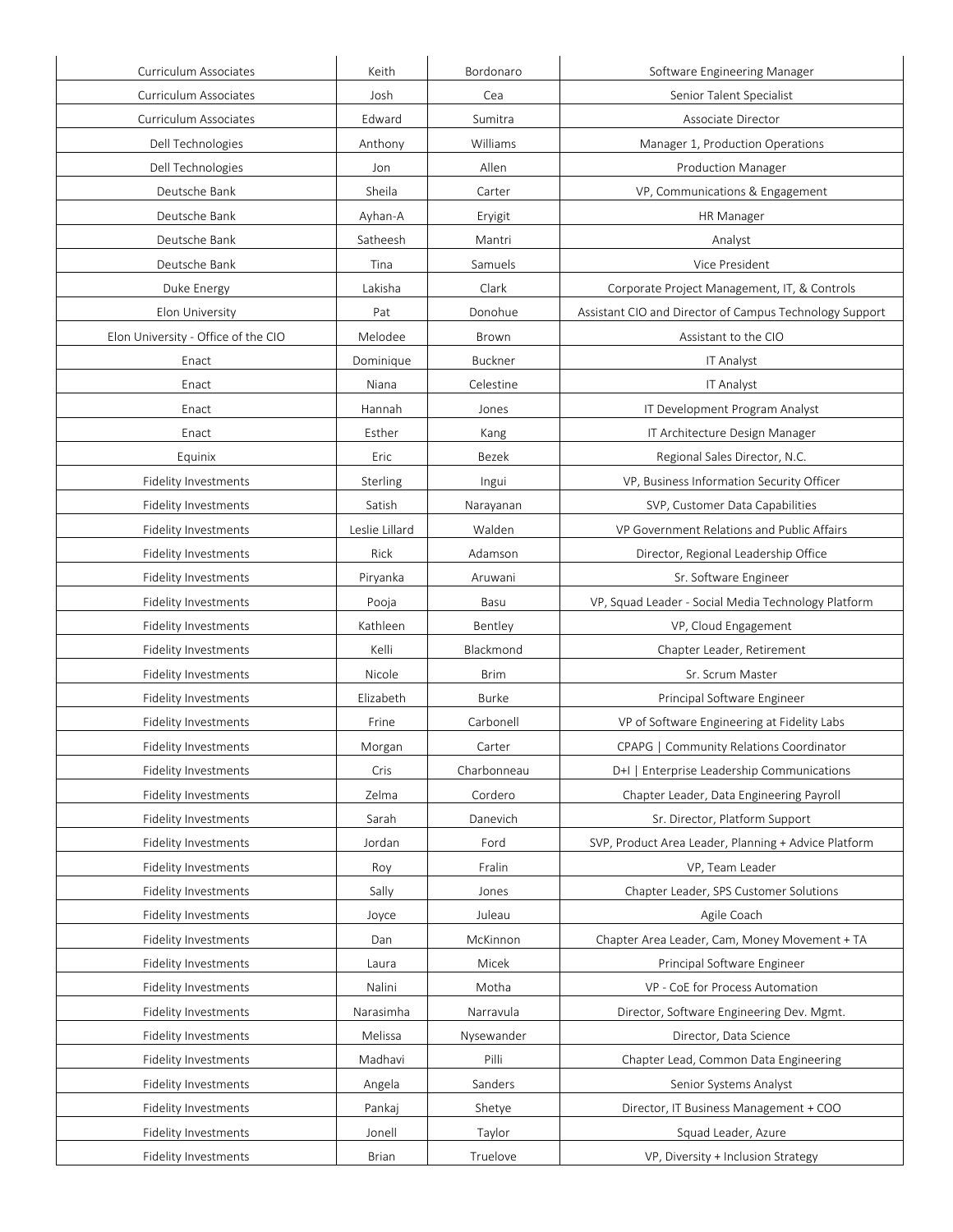| | | | |
|---|---|---|---|
| Curriculum Associates | Keith | Bordonaro | Software Engineering Manager |
| Curriculum Associates | Josh | Cea | Senior Talent Specialist |
| Curriculum Associates | Edward | Sumitra | Associate Director |
| Dell Technologies | Anthony | Williams | Manager 1, Production Operations |
| Dell Technologies | Jon | Allen | Production Manager |
| Deutsche Bank | Sheila | Carter | VP, Communications & Engagement |
| Deutsche Bank | Ayhan-A | Eryigit | HR Manager |
| Deutsche Bank | Satheesh | Mantri | Analyst |
| Deutsche Bank | Tina | Samuels | Vice President |
| Duke Energy | Lakisha | Clark | Corporate Project Management, IT, & Controls |
| Elon University | Pat | Donohue | Assistant CIO and Director of Campus Technology Support |
| Elon University - Office of the CIO | Melodee | Brown | Assistant to the CIO |
| Enact | Dominique | Buckner | IT Analyst |
| Enact | Niana | Celestine | IT Analyst |
| Enact | Hannah | Jones | IT Development Program Analyst |
| Enact | Esther | Kang | IT Architecture Design Manager |
| Equinix | Eric | Bezek | Regional Sales Director, N.C. |
| Fidelity Investments | Sterling | Ingui | VP, Business Information Security Officer |
| Fidelity Investments | Satish | Narayanan | SVP, Customer Data Capabilities |
| Fidelity Investments | Leslie Lillard | Walden | VP Government Relations and Public Affairs |
| Fidelity Investments | Rick | Adamson | Director, Regional Leadership Office |
| Fidelity Investments | Piryanka | Aruwani | Sr. Software Engineer |
| Fidelity Investments | Pooja | Basu | VP, Squad Leader - Social Media Technology Platform |
| Fidelity Investments | Kathleen | Bentley | VP, Cloud Engagement |
| Fidelity Investments | Kelli | Blackmond | Chapter Leader, Retirement |
| Fidelity Investments | Nicole | Brim | Sr. Scrum Master |
| Fidelity Investments | Elizabeth | Burke | Principal Software Engineer |
| Fidelity Investments | Frine | Carbonell | VP of Software Engineering at Fidelity Labs |
| Fidelity Investments | Morgan | Carter | CPAPG \| Community Relations Coordinator |
| Fidelity Investments | Cris | Charbonneau | D+I \| Enterprise Leadership Communications |
| Fidelity Investments | Zelma | Cordero | Chapter Leader, Data Engineering Payroll |
| Fidelity Investments | Sarah | Danevich | Sr. Director, Platform Support |
| Fidelity Investments | Jordan | Ford | SVP, Product Area Leader, Planning + Advice Platform |
| Fidelity Investments | Roy | Fralin | VP, Team Leader |
| Fidelity Investments | Sally | Jones | Chapter Leader, SPS Customer Solutions |
| Fidelity Investments | Joyce | Juleau | Agile Coach |
| Fidelity Investments | Dan | McKinnon | Chapter Area Leader, Cam, Money Movement + TA |
| Fidelity Investments | Laura | Micek | Principal Software Engineer |
| Fidelity Investments | Nalini | Motha | VP - CoE for Process Automation |
| Fidelity Investments | Narasimha | Narravula | Director, Software Engineering Dev. Mgmt. |
| Fidelity Investments | Melissa | Nysewander | Director, Data Science |
| Fidelity Investments | Madhavi | Pilli | Chapter Lead, Common Data Engineering |
| Fidelity Investments | Angela | Sanders | Senior Systems Analyst |
| Fidelity Investments | Pankaj | Shetye | Director, IT Business Management + COO |
| Fidelity Investments | Jonell | Taylor | Squad Leader, Azure |
| Fidelity Investments | Brian | Truelove | VP, Diversity + Inclusion Strategy |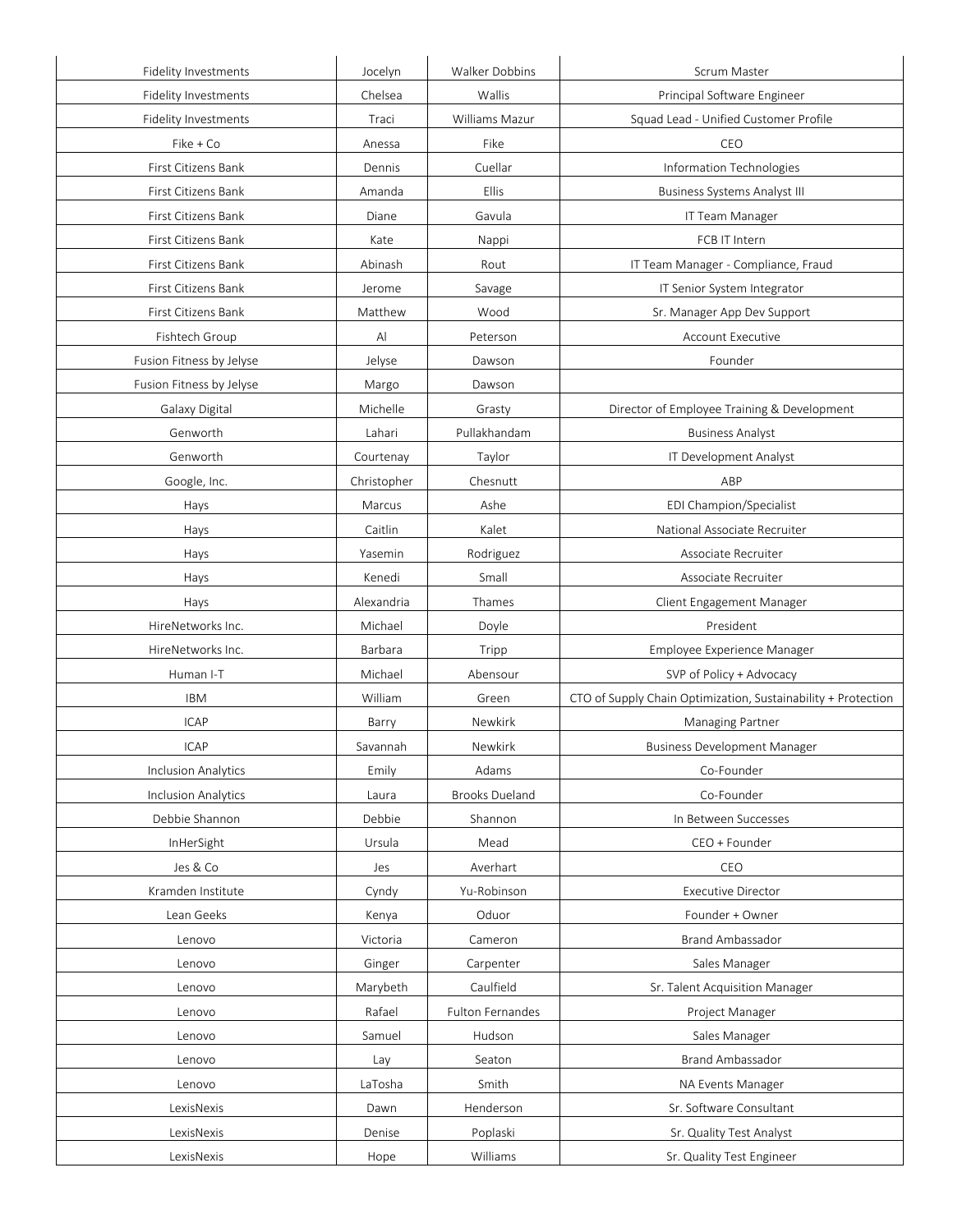| | | | |
|---|---|---|---|
| Fidelity Investments | Jocelyn | Walker Dobbins | Scrum Master |
| Fidelity Investments | Chelsea | Wallis | Principal Software Engineer |
| Fidelity Investments | Traci | Williams Mazur | Squad Lead - Unified Customer Profile |
| Fike + Co | Anessa | Fike | CEO |
| First Citizens Bank | Dennis | Cuellar | Information Technologies |
| First Citizens Bank | Amanda | Ellis | Business Systems Analyst III |
| First Citizens Bank | Diane | Gavula | IT Team Manager |
| First Citizens Bank | Kate | Nappi | FCB IT Intern |
| First Citizens Bank | Abinash | Rout | IT Team Manager - Compliance, Fraud |
| First Citizens Bank | Jerome | Savage | IT Senior System Integrator |
| First Citizens Bank | Matthew | Wood | Sr. Manager App Dev Support |
| Fishtech Group | Al | Peterson | Account Executive |
| Fusion Fitness by Jelyse | Jelyse | Dawson | Founder |
| Fusion Fitness by Jelyse | Margo | Dawson | |
| Galaxy Digital | Michelle | Grasty | Director of Employee Training & Development |
| Genworth | Lahari | Pullakhandam | Business Analyst |
| Genworth | Courtenay | Taylor | IT Development Analyst |
| Google, Inc. | Christopher | Chesnutt | ABP |
| Hays | Marcus | Ashe | EDI Champion/Specialist |
| Hays | Caitlin | Kalet | National Associate Recruiter |
| Hays | Yasemin | Rodriguez | Associate Recruiter |
| Hays | Kenedi | Small | Associate Recruiter |
| Hays | Alexandria | Thames | Client Engagement Manager |
| HireNetworks Inc. | Michael | Doyle | President |
| HireNetworks Inc. | Barbara | Tripp | Employee Experience Manager |
| Human I-T | Michael | Abensour | SVP of Policy + Advocacy |
| IBM | William | Green | CTO of Supply Chain Optimization, Sustainability + Protection |
| ICAP | Barry | Newkirk | Managing Partner |
| ICAP | Savannah | Newkirk | Business Development Manager |
| Inclusion Analytics | Emily | Adams | Co-Founder |
| Inclusion Analytics | Laura | Brooks Dueland | Co-Founder |
| Debbie Shannon | Debbie | Shannon | In Between Successes |
| InHerSight | Ursula | Mead | CEO + Founder |
| Jes & Co | Jes | Averhart | CEO |
| Kramden Institute | Cyndy | Yu-Robinson | Executive Director |
| Lean Geeks | Kenya | Oduor | Founder + Owner |
| Lenovo | Victoria | Cameron | Brand Ambassador |
| Lenovo | Ginger | Carpenter | Sales Manager |
| Lenovo | Marybeth | Caulfield | Sr. Talent Acquisition Manager |
| Lenovo | Rafael | Fulton Fernandes | Project Manager |
| Lenovo | Samuel | Hudson | Sales Manager |
| Lenovo | Lay | Seaton | Brand Ambassador |
| Lenovo | LaTosha | Smith | NA Events Manager |
| LexisNexis | Dawn | Henderson | Sr. Software Consultant |
| LexisNexis | Denise | Poplaski | Sr. Quality Test Analyst |
| LexisNexis | Hope | Williams | Sr. Quality Test Engineer |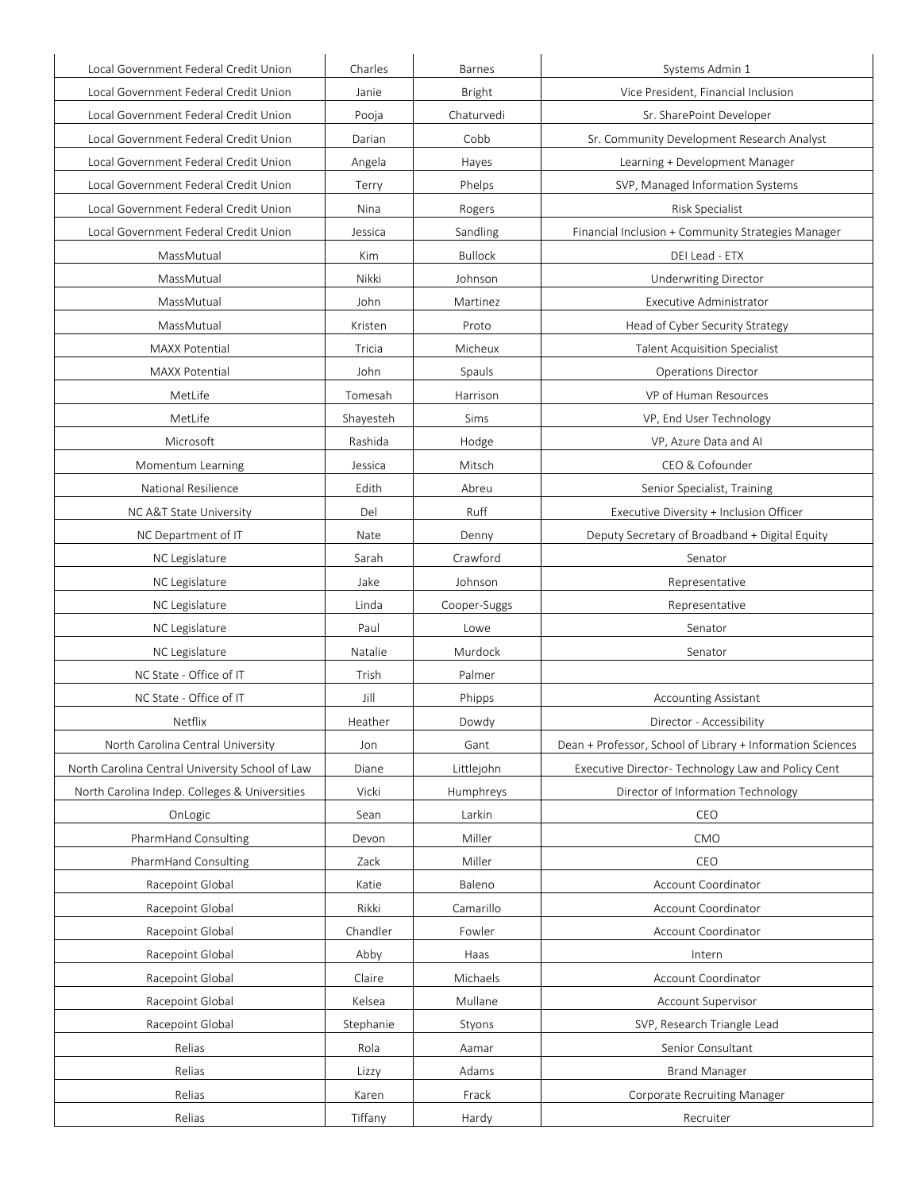| | | | |
|---|---|---|---|
| Local Government Federal Credit Union | Charles | Barnes | Systems Admin 1 |
| Local Government Federal Credit Union | Janie | Bright | Vice President, Financial Inclusion |
| Local Government Federal Credit Union | Pooja | Chaturvedi | Sr. SharePoint Developer |
| Local Government Federal Credit Union | Darian | Cobb | Sr. Community Development Research Analyst |
| Local Government Federal Credit Union | Angela | Hayes | Learning + Development Manager |
| Local Government Federal Credit Union | Terry | Phelps | SVP, Managed Information Systems |
| Local Government Federal Credit Union | Nina | Rogers | Risk Specialist |
| Local Government Federal Credit Union | Jessica | Sandling | Financial Inclusion + Community Strategies Manager |
| MassMutual | Kim | Bullock | DEI Lead - ETX |
| MassMutual | Nikki | Johnson | Underwriting Director |
| MassMutual | John | Martinez | Executive Administrator |
| MassMutual | Kristen | Proto | Head of Cyber Security Strategy |
| MAXX Potential | Tricia | Micheux | Talent Acquisition Specialist |
| MAXX Potential | John | Spauls | Operations Director |
| MetLife | Tomesah | Harrison | VP of Human Resources |
| MetLife | Shayesteh | Sims | VP, End User Technology |
| Microsoft | Rashida | Hodge | VP, Azure Data and AI |
| Momentum Learning | Jessica | Mitsch | CEO & Cofounder |
| National Resilience | Edith | Abreu | Senior Specialist, Training |
| NC A&T State University | Del | Ruff | Executive Diversity + Inclusion Officer |
| NC Department of IT | Nate | Denny | Deputy Secretary of Broadband + Digital Equity |
| NC Legislature | Sarah | Crawford | Senator |
| NC Legislature | Jake | Johnson | Representative |
| NC Legislature | Linda | Cooper-Suggs | Representative |
| NC Legislature | Paul | Lowe | Senator |
| NC Legislature | Natalie | Murdock | Senator |
| NC State - Office of IT | Trish | Palmer | |
| NC State - Office of IT | Jill | Phipps | Accounting Assistant |
| Netflix | Heather | Dowdy | Director - Accessibility |
| North Carolina Central University | Jon | Gant | Dean + Professor, School of Library + Information Sciences |
| North Carolina Central University School of Law | Diane | Littlejohn | Executive Director- Technology Law and Policy Cent |
| North Carolina Indep. Colleges & Universities | Vicki | Humphreys | Director of Information Technology |
| OnLogic | Sean | Larkin | CEO |
| PharmHand Consulting | Devon | Miller | CMO |
| PharmHand Consulting | Zack | Miller | CEO |
| Racepoint Global | Katie | Baleno | Account Coordinator |
| Racepoint Global | Rikki | Camarillo | Account Coordinator |
| Racepoint Global | Chandler | Fowler | Account Coordinator |
| Racepoint Global | Abby | Haas | Intern |
| Racepoint Global | Claire | Michaels | Account Coordinator |
| Racepoint Global | Kelsea | Mullane | Account Supervisor |
| Racepoint Global | Stephanie | Styons | SVP, Research Triangle Lead |
| Relias | Rola | Aamar | Senior Consultant |
| Relias | Lizzy | Adams | Brand Manager |
| Relias | Karen | Frack | Corporate Recruiting Manager |
| Relias | Tiffany | Hardy | Recruiter |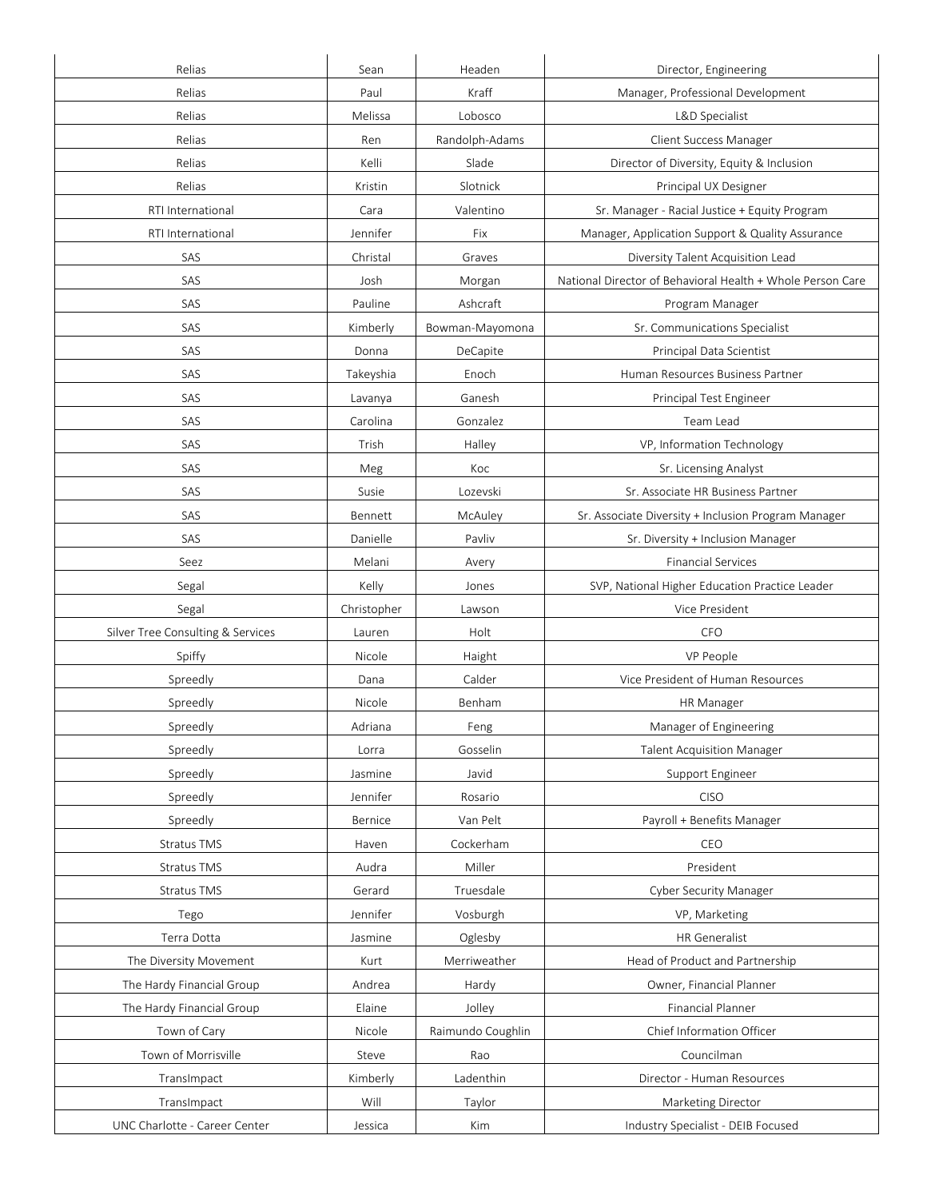| | | | |
|---|---|---|---|
| Relias | Sean | Headen | Director, Engineering |
| Relias | Paul | Kraff | Manager, Professional Development |
| Relias | Melissa | Lobosco | L&D Specialist |
| Relias | Ren | Randolph-Adams | Client Success Manager |
| Relias | Kelli | Slade | Director of Diversity, Equity & Inclusion |
| Relias | Kristin | Slotnick | Principal UX Designer |
| RTI International | Cara | Valentino | Sr. Manager - Racial Justice + Equity Program |
| RTI International | Jennifer | Fix | Manager, Application Support & Quality Assurance |
| SAS | Christal | Graves | Diversity Talent Acquisition Lead |
| SAS | Josh | Morgan | National Director of Behavioral Health + Whole Person Care |
| SAS | Pauline | Ashcraft | Program Manager |
| SAS | Kimberly | Bowman-Mayomona | Sr. Communications Specialist |
| SAS | Donna | DeCapite | Principal Data Scientist |
| SAS | Takeyshia | Enoch | Human Resources Business Partner |
| SAS | Lavanya | Ganesh | Principal Test Engineer |
| SAS | Carolina | Gonzalez | Team Lead |
| SAS | Trish | Halley | VP, Information Technology |
| SAS | Meg | Koc | Sr. Licensing Analyst |
| SAS | Susie | Lozevski | Sr. Associate HR Business Partner |
| SAS | Bennett | McAuley | Sr. Associate Diversity + Inclusion Program Manager |
| SAS | Danielle | Pavliv | Sr. Diversity + Inclusion Manager |
| Seez | Melani | Avery | Financial Services |
| Segal | Kelly | Jones | SVP, National Higher Education Practice Leader |
| Segal | Christopher | Lawson | Vice President |
| Silver Tree Consulting & Services | Lauren | Holt | CFO |
| Spiffy | Nicole | Haight | VP People |
| Spreedly | Dana | Calder | Vice President of Human Resources |
| Spreedly | Nicole | Benham | HR Manager |
| Spreedly | Adriana | Feng | Manager of Engineering |
| Spreedly | Lorra | Gosselin | Talent Acquisition Manager |
| Spreedly | Jasmine | Javid | Support Engineer |
| Spreedly | Jennifer | Rosario | CISO |
| Spreedly | Bernice | Van Pelt | Payroll + Benefits Manager |
| Stratus TMS | Haven | Cockerham | CEO |
| Stratus TMS | Audra | Miller | President |
| Stratus TMS | Gerard | Truesdale | Cyber Security Manager |
| Tego | Jennifer | Vosburgh | VP, Marketing |
| Terra Dotta | Jasmine | Oglesby | HR Generalist |
| The Diversity Movement | Kurt | Merriweather | Head of Product and Partnership |
| The Hardy Financial Group | Andrea | Hardy | Owner, Financial Planner |
| The Hardy Financial Group | Elaine | Jolley | Financial Planner |
| Town of Cary | Nicole | Raimundo Coughlin | Chief Information Officer |
| Town of Morrisville | Steve | Rao | Councilman |
| TransImpact | Kimberly | Ladenthin | Director - Human Resources |
| TransImpact | Will | Taylor | Marketing Director |
| UNC Charlotte - Career Center | Jessica | Kim | Industry Specialist - DEIB Focused |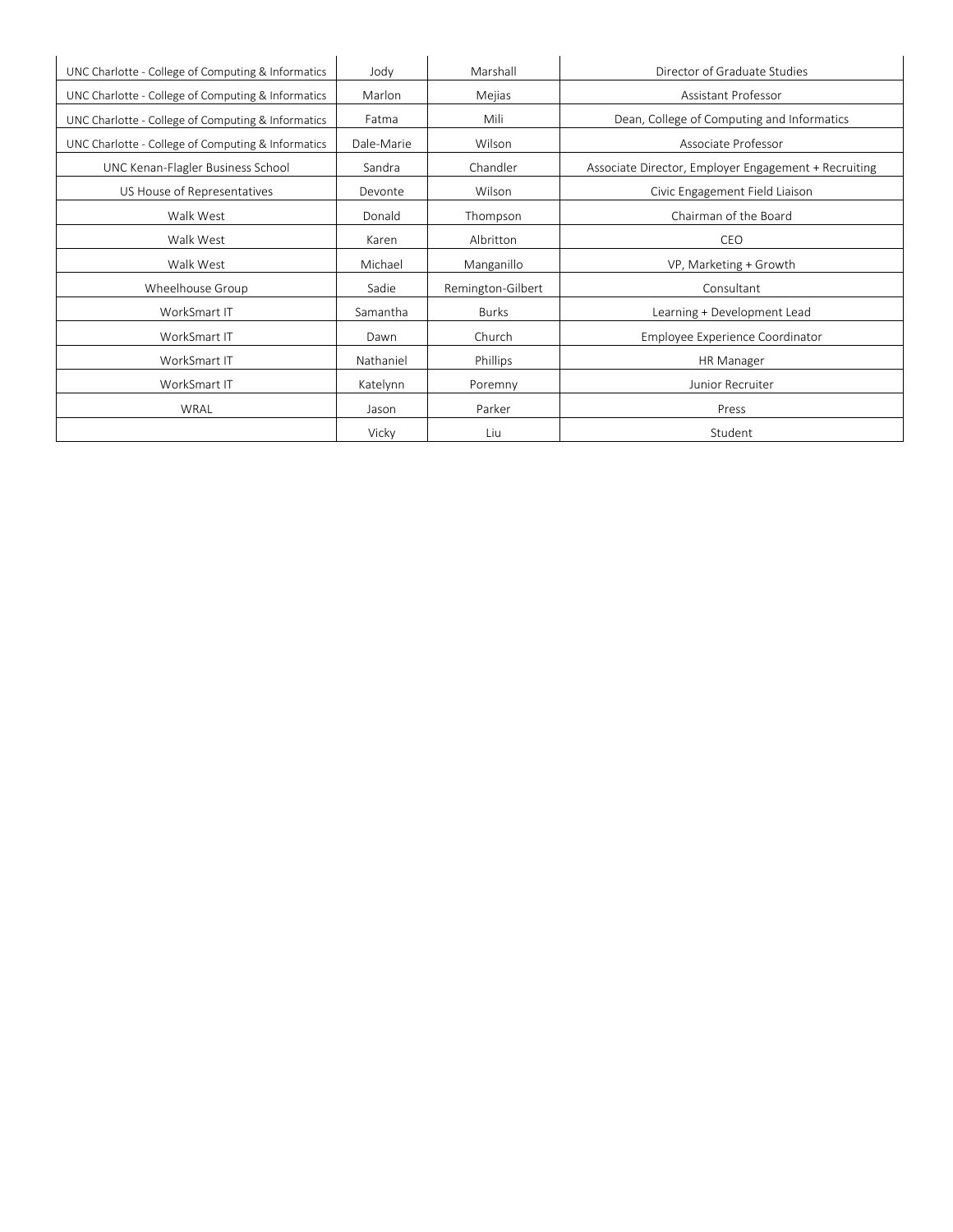| | | | |
|---|---|---|---|
| UNC Charlotte - College of Computing & Informatics | Jody | Marshall | Director of Graduate Studies |
| UNC Charlotte - College of Computing & Informatics | Marlon | Mejias | Assistant Professor |
| UNC Charlotte - College of Computing & Informatics | Fatma | Mili | Dean, College of Computing and Informatics |
| UNC Charlotte - College of Computing & Informatics | Dale-Marie | Wilson | Associate Professor |
| UNC Kenan-Flagler Business School | Sandra | Chandler | Associate Director, Employer Engagement + Recruiting |
| US House of Representatives | Devonte | Wilson | Civic Engagement Field Liaison |
| Walk West | Donald | Thompson | Chairman of the Board |
| Walk West | Karen | Albritton | CEO |
| Walk West | Michael | Manganillo | VP, Marketing + Growth |
| Wheelhouse Group | Sadie | Remington-Gilbert | Consultant |
| WorkSmart IT | Samantha | Burks | Learning + Development Lead |
| WorkSmart IT | Dawn | Church | Employee Experience Coordinator |
| WorkSmart IT | Nathaniel | Phillips | HR Manager |
| WorkSmart IT | Katelynn | Poremny | Junior Recruiter |
| WRAL | Jason | Parker | Press |
| | Vicky | Liu | Student |